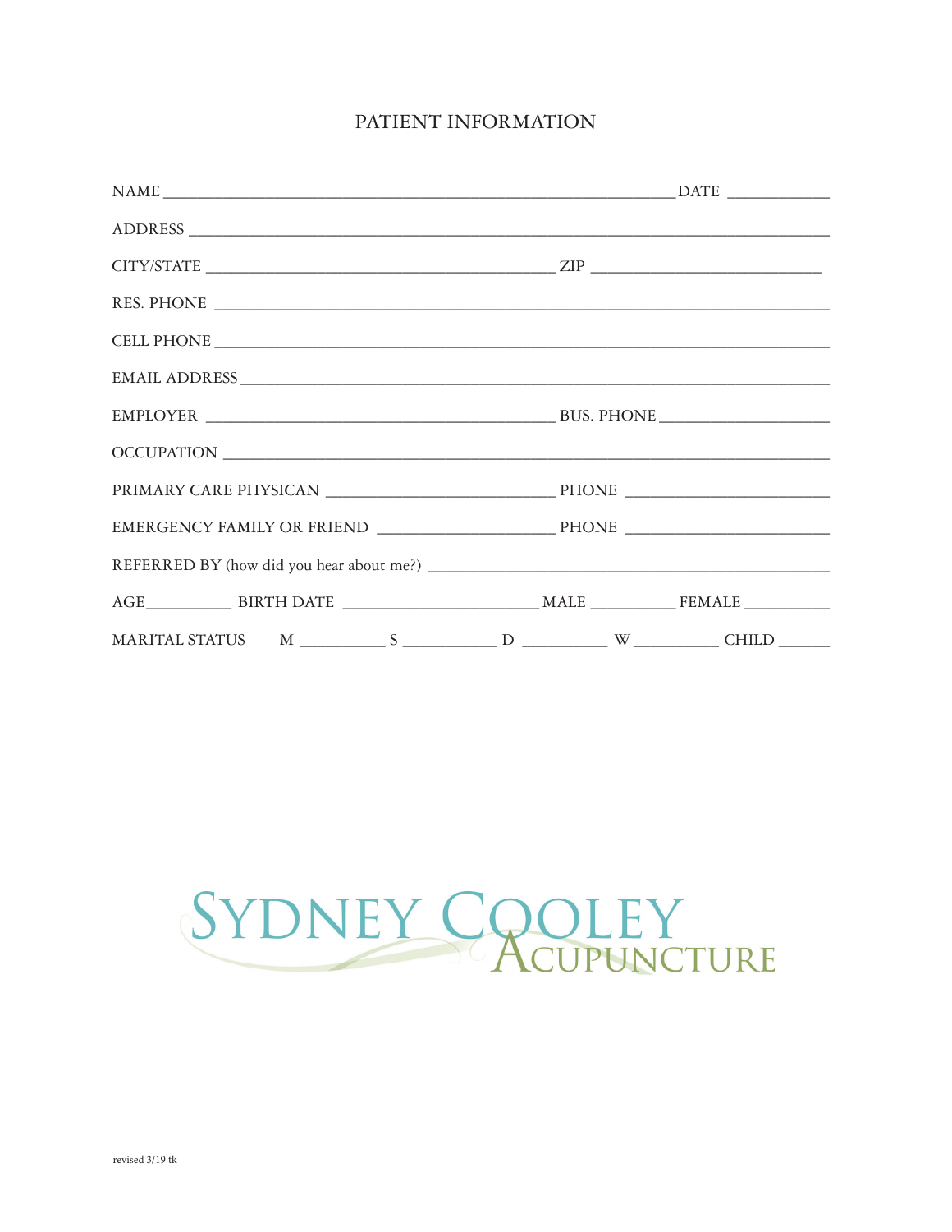# PATIENT INFORMATION

NAME ____________________________________________________________ DATE ____________

ADDRESS ____________________________________________________________________________

CITY/STATE __________________________________________ ZIP ___________________________

RES. PHONE _________________________________________________________________________

CELL PHONE _________________________________________________________________________

EMAIL ADDRESS ______________________________________________________________________

EMPLOYER __________________________________________ BUS. PHONE ____________________

OCCUPATION _________________________________________________________________________

PRIMARY CARE PHYSICAN ___________________________ PHONE ________________________

EMERGENCY FAMILY OR FRIEND ____________________ PHONE ________________________

REFERRED BY (how did you hear about me?) ________________________________________________

AGE__________ BIRTH DATE _______________________ MALE __________ FEMALE __________

MARITAL STATUS M __________ S ___________ D __________ W __________ CHILD ______

SYDNEY COOLEY ACUPUNCTURE

revised 3/19 tk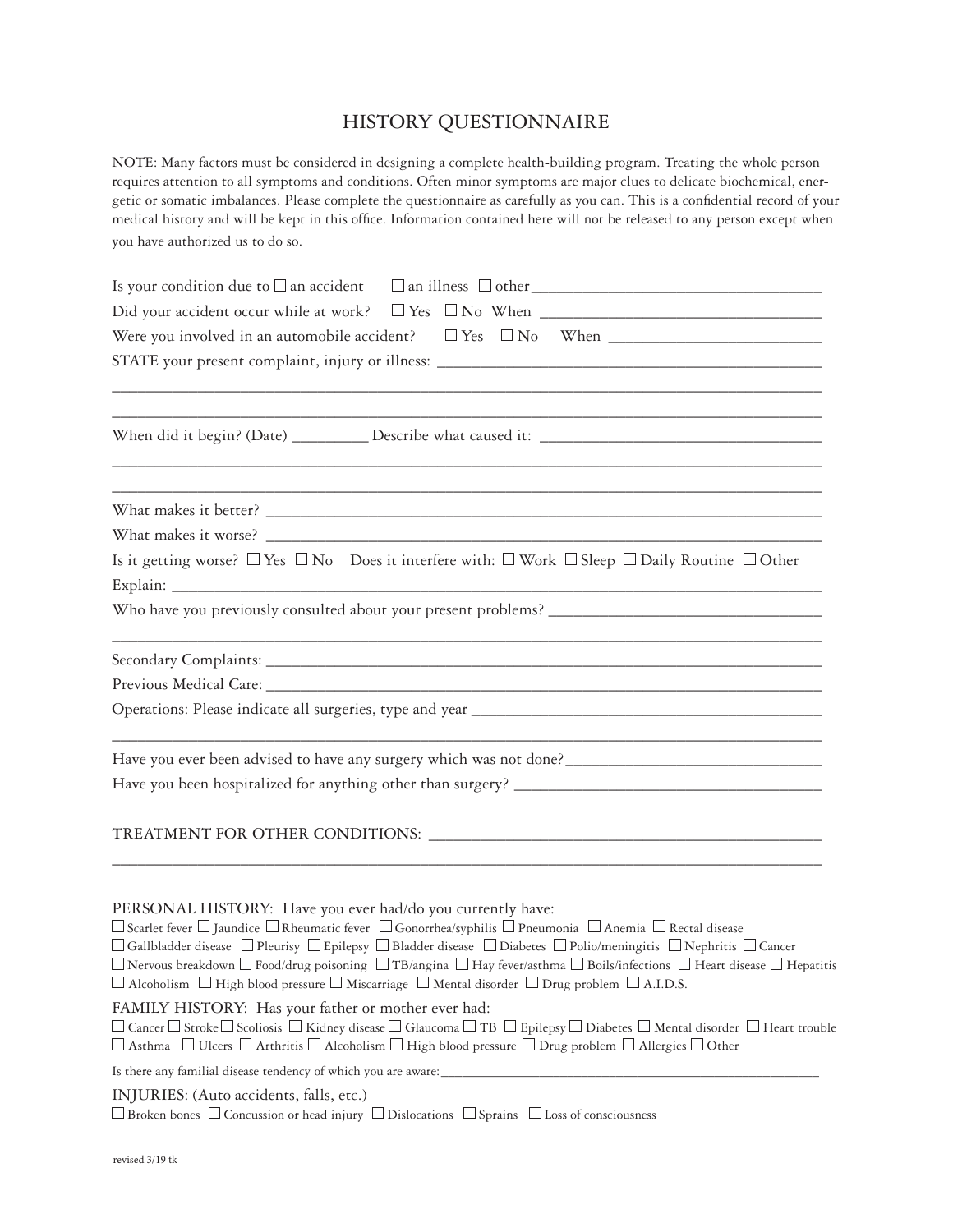# HISTORY QUESTIONNAIRE

NOTE: Many factors must be considered in designing a complete health-building program. Treating the whole person requires attention to all symptoms and conditions. Often minor symptoms are major clues to delicate biochemical, energetic or somatic imbalances. Please complete the questionnaire as carefully as you can. This is a confidential record of your medical history and will be kept in this office. Information contained here will not be released to any person except when you have authorized us to do so.

Is your condition due to ☐ an accident ☐ an illness ☐ other___________________________________

Did your accident occur while at work? ☐ Yes ☐ No When ___________________________________

Were you involved in an automobile accident? ☐ Yes ☐ No When ___________________________

STATE your present complaint, injury or illness: ______________________________________________

_____________________________________________________________________________________

_____________________________________________________________________________________

When did it begin? (Date) _________ Describe what caused it: __________________________________

_____________________________________________________________________________________

_____________________________________________________________________________________

What makes it better? ___________________________________________________________________

What makes it worse? ___________________________________________________________________

Is it getting worse? ☐ Yes ☐ No Does it interfere with: ☐ Work ☐ Sleep ☐ Daily Routine ☐ Other

Explain: _____________________________________________________________________________

Who have you previously consulted about your present problems? _________________________________

_____________________________________________________________________________________

Secondary Complaints: ___________________________________________________________________

Previous Medical Care: __________________________________________________________________

Operations: Please indicate all surgeries, type and year ___________________________________________

_____________________________________________________________________________________

Have you ever been advised to have any surgery which was not done?_______________________________

Have you been hospitalized for anything other than surgery? _____________________________________

TREATMENT FOR OTHER CONDITIONS: _________________________________________________

_____________________________________________________________________________________

PERSONAL HISTORY: Have you ever had/do you currently have:

☐ Scarlet fever ☐ Jaundice ☐ Rheumatic fever ☐ Gonorrhea/syphilis ☐ Pneumonia ☐ Anemia ☐ Rectal disease
☐ Gallbladder disease ☐ Pleurisy ☐ Epilepsy ☐ Bladder disease ☐ Diabetes ☐ Polio/meningitis ☐ Nephritis ☐ Cancer
☐ Nervous breakdown ☐ Food/drug poisoning ☐ TB/angina ☐ Hay fever/asthma ☐ Boils/infections ☐ Heart disease ☐ Hepatitis
☐ Alcoholism ☐ High blood pressure ☐ Miscarriage ☐ Mental disorder ☐ Drug problem ☐ A.I.D.S.

FAMILY HISTORY: Has your father or mother ever had:

☐ Cancer ☐ Stroke ☐ Scoliosis ☐ Kidney disease ☐ Glaucoma ☐ TB ☐ Epilepsy ☐ Diabetes ☐ Mental disorder ☐ Heart trouble
☐ Asthma ☐ Ulcers ☐ Arthritis ☐ Alcoholism ☐ High blood pressure ☐ Drug problem ☐ Allergies ☐ Other

Is there any familial disease tendency of which you are aware:_________________________________________

INJURIES: (Auto accidents, falls, etc.)

☐ Broken bones ☐ Concussion or head injury ☐ Dislocations ☐ Sprains ☐ Loss of consciousness

revised 3/19 tk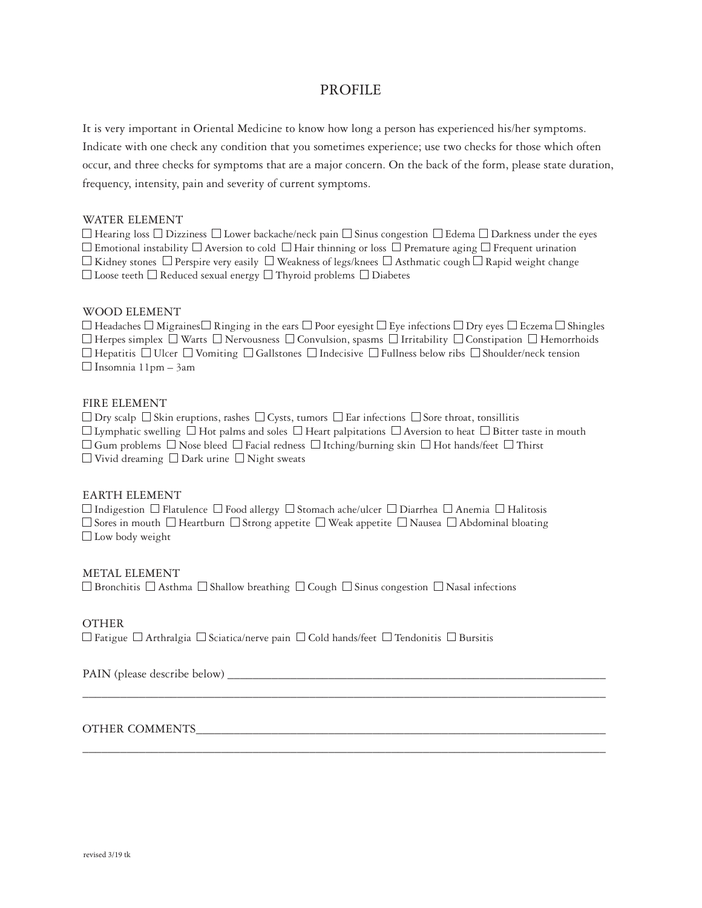# PROFILE

It is very important in Oriental Medicine to know how long a person has experienced his/her symptoms. Indicate with one check any condition that you sometimes experience; use two checks for those which often occur, and three checks for symptoms that are a major concern. On the back of the form, please state duration, frequency, intensity, pain and severity of current symptoms.

## WATER ELEMENT

☐ Hearing loss ☐ Dizziness ☐ Lower backache/neck pain ☐ Sinus congestion ☐ Edema ☐ Darkness under the eyes
☐ Emotional instability ☐ Aversion to cold ☐ Hair thinning or loss ☐ Premature aging ☐ Frequent urination
☐ Kidney stones ☐ Perspire very easily ☐ Weakness of legs/knees ☐ Asthmatic cough ☐ Rapid weight change
☐ Loose teeth ☐ Reduced sexual energy ☐ Thyroid problems ☐ Diabetes

## WOOD ELEMENT

☐ Headaches ☐ Migraines ☐ Ringing in the ears ☐ Poor eyesight ☐ Eye infections ☐ Dry eyes ☐ Eczema ☐ Shingles
☐ Herpes simplex ☐ Warts ☐ Nervousness ☐ Convulsion, spasms ☐ Irritability ☐ Constipation ☐ Hemorrhoids
☐ Hepatitis ☐ Ulcer ☐ Vomiting ☐ Gallstones ☐ Indecisive ☐ Fullness below ribs ☐ Shoulder/neck tension
☐ Insomnia 11pm – 3am

## FIRE ELEMENT

☐ Dry scalp ☐ Skin eruptions, rashes ☐ Cysts, tumors ☐ Ear infections ☐ Sore throat, tonsillitis
☐ Lymphatic swelling ☐ Hot palms and soles ☐ Heart palpitations ☐ Aversion to heat ☐ Bitter taste in mouth
☐ Gum problems ☐ Nose bleed ☐ Facial redness ☐ Itching/burning skin ☐ Hot hands/feet ☐ Thirst
☐ Vivid dreaming ☐ Dark urine ☐ Night sweats

## EARTH ELEMENT

☐ Indigestion ☐ Flatulence ☐ Food allergy ☐ Stomach ache/ulcer ☐ Diarrhea ☐ Anemia ☐ Halitosis
☐ Sores in mouth ☐ Heartburn ☐ Strong appetite ☐ Weak appetite ☐ Nausea ☐ Abdominal bloating
☐ Low body weight

## METAL ELEMENT

☐ Bronchitis ☐ Asthma ☐ Shallow breathing ☐ Cough ☐ Sinus congestion ☐ Nasal infections

## OTHER

☐ Fatigue ☐ Arthralgia ☐ Sciatica/nerve pain ☐ Cold hands/feet ☐ Tendonitis ☐ Bursitis

PAIN (please describe below) ________________________________________________________________

____________________________________________________________________________________________

OTHER COMMENTS__________________________________________________________________________

____________________________________________________________________________________________

revised 3/19 tk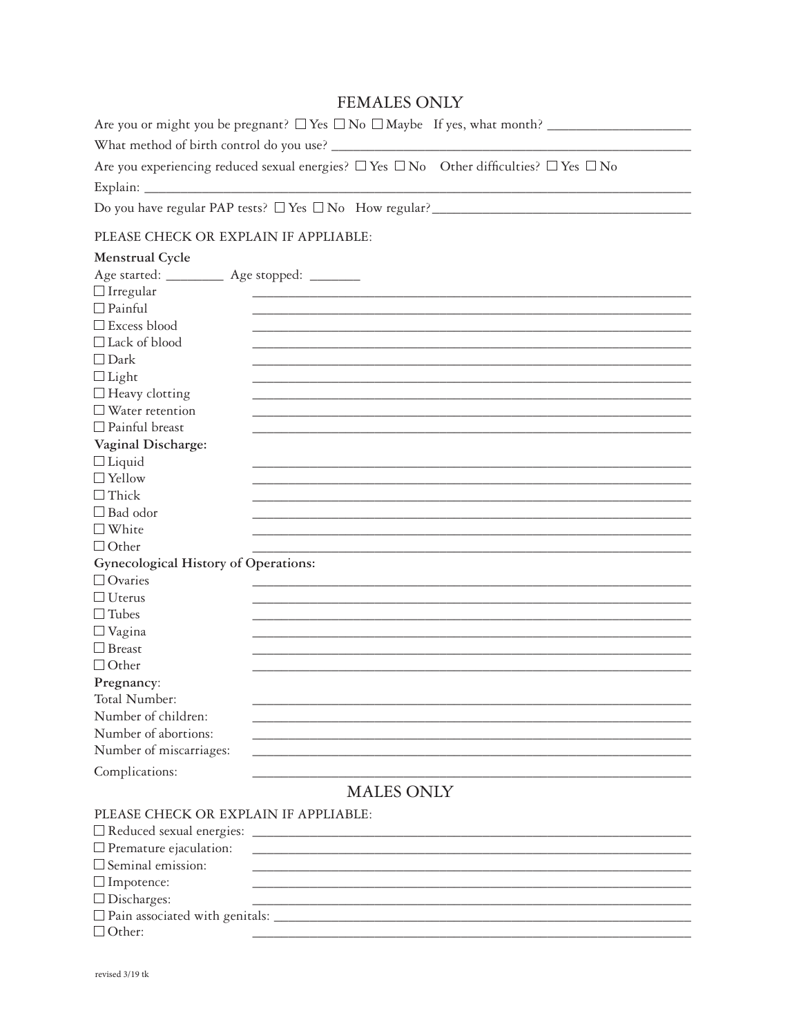## FEMALES ONLY

Are you or might you be pregnant? ☐ Yes ☐ No ☐ Maybe If yes, what month? ____________________

What method of birth control do you use? ____________________________________________________

Are you experiencing reduced sexual energies? ☐ Yes ☐ No Other difficulties? ☐ Yes ☐ No

Explain: __________________________________________________________________________

Do you have regular PAP tests? ☐ Yes ☐ No How regular? ____________________________________

PLEASE CHECK OR EXPLAIN IF APPLIABLE:

**Menstrual Cycle**

Age started: ________ Age stopped: _______

☐ Irregular ____________________________________________

☐ Painful ____________________________________________

☐ Excess blood ____________________________________________

☐ Lack of blood ____________________________________________

☐ Dark ____________________________________________

☐ Light ____________________________________________

☐ Heavy clotting ____________________________________________

☐ Water retention ____________________________________________

☐ Painful breast ____________________________________________

**Vaginal Discharge:**

☐ Liquid ____________________________________________

☐ Yellow ____________________________________________

☐ Thick ____________________________________________

☐ Bad odor ____________________________________________

☐ White ____________________________________________

☐ Other ____________________________________________

**Gynecological History of Operations:**

☐ Ovaries ____________________________________________

☐ Uterus ____________________________________________

☐ Tubes ____________________________________________

☐ Vagina ____________________________________________

☐ Breast ____________________________________________

☐ Other ____________________________________________

**Pregnancy**:

Total Number: ____________________________________________

Number of children: ____________________________________________

Number of abortions: ____________________________________________

Number of miscarriages: ____________________________________________

Complications: ____________________________________________

## MALES ONLY

PLEASE CHECK OR EXPLAIN IF APPLIABLE:

☐ Reduced sexual energies: ____________________________________________

☐ Premature ejaculation: ____________________________________________

☐ Seminal emission: ____________________________________________

☐ Impotence: ____________________________________________

☐ Discharges: ____________________________________________

☐ Pain associated with genitals: ____________________________________________

☐ Other: ____________________________________________

revised 3/19 tk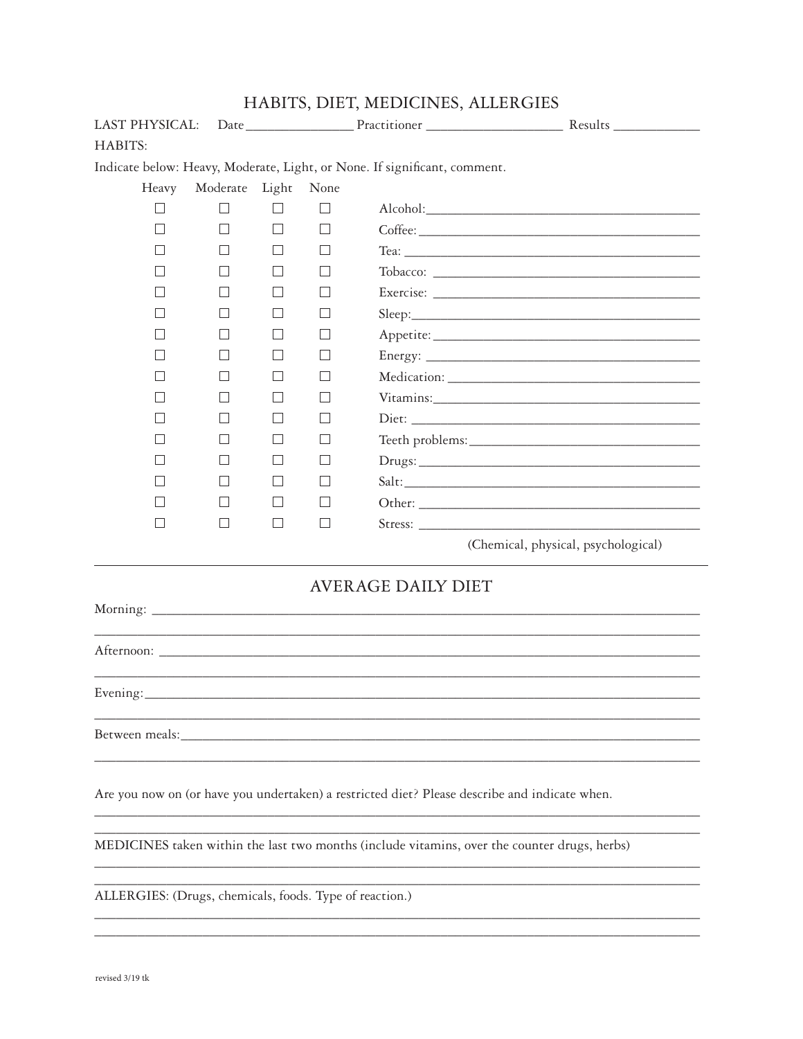# HABITS, DIET, MEDICINES, ALLERGIES

LAST PHYSICAL: Date ________________ Practitioner ____________________ Results ____________

HABITS:

Indicate below: Heavy, Moderate, Light, or None. If significant, comment.

| Heavy | Moderate | Light | None | |
|---|---|---|---|---|
| ☐ | ☐ | ☐ | ☐ | Alcohol: ________________ |
| ☐ | ☐ | ☐ | ☐ | Coffee: ________________ |
| ☐ | ☐ | ☐ | ☐ | Tea: ________________ |
| ☐ | ☐ | ☐ | ☐ | Tobacco: ________________ |
| ☐ | ☐ | ☐ | ☐ | Exercise: ________________ |
| ☐ | ☐ | ☐ | ☐ | Sleep: ________________ |
| ☐ | ☐ | ☐ | ☐ | Appetite: ________________ |
| ☐ | ☐ | ☐ | ☐ | Energy: ________________ |
| ☐ | ☐ | ☐ | ☐ | Medication: ________________ |
| ☐ | ☐ | ☐ | ☐ | Vitamins: ________________ |
| ☐ | ☐ | ☐ | ☐ | Diet: ________________ |
| ☐ | ☐ | ☐ | ☐ | Teeth problems: ________________ |
| ☐ | ☐ | ☐ | ☐ | Drugs: ________________ |
| ☐ | ☐ | ☐ | ☐ | Salt: ________________ |
| ☐ | ☐ | ☐ | ☐ | Other: ________________ |
| ☐ | ☐ | ☐ | ☐ | Stress: ________________ (Chemical, physical, psychological) |

---

## AVERAGE DAILY DIET

Morning: ____________________________________________

____________________________________________

Afternoon: ____________________________________________

____________________________________________

Evening: ____________________________________________

____________________________________________

Between meals: ____________________________________________

____________________________________________

Are you now on (or have you undertaken) a restricted diet? Please describe and indicate when.

____________________________________________

____________________________________________

MEDICINES taken within the last two months (include vitamins, over the counter drugs, herbs)

____________________________________________

____________________________________________

ALLERGIES: (Drugs, chemicals, foods. Type of reaction.)

____________________________________________

____________________________________________

revised 3/19 tk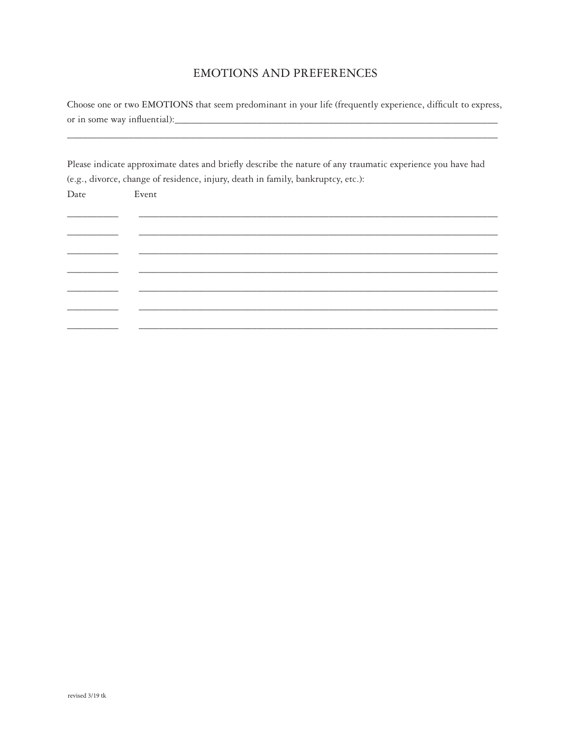## EMOTIONS AND PREFERENCES

Choose one or two EMOTIONS that seem predominant in your life (frequently experience, difficult to express, or in some way influential):_______________________________________________________________

_______________________________________________________________________________

Please indicate approximate dates and briefly describe the nature of any traumatic experience you have had (e.g., divorce, change of residence, injury, death in family, bankruptcy, etc.):

| Date | Event |
| --- | --- |
| __________ | __________________________________________________________ |
| __________ | __________________________________________________________ |
| __________ | __________________________________________________________ |
| __________ | __________________________________________________________ |
| __________ | __________________________________________________________ |
| __________ | __________________________________________________________ |
| __________ | __________________________________________________________ |

revised 3/19 tk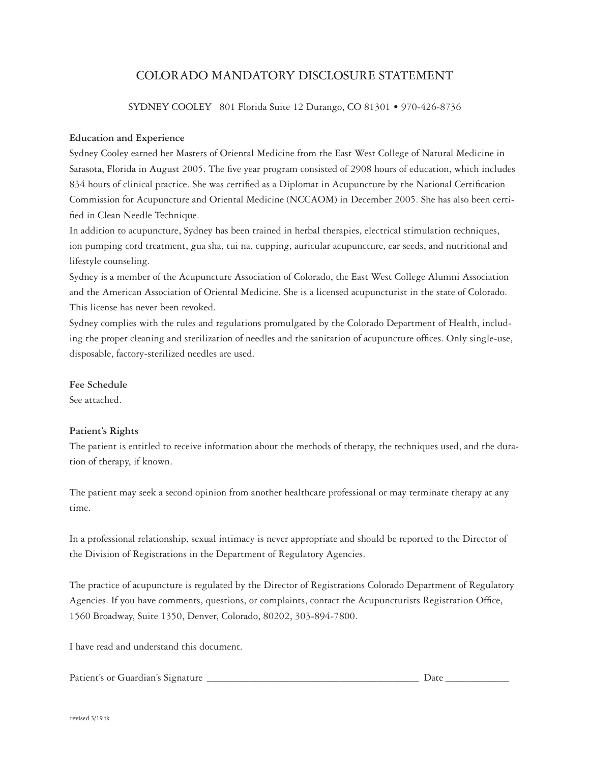# COLORADO MANDATORY DISCLOSURE STATEMENT

SYDNEY COOLEY 801 Florida Suite 12 Durango, CO 81301 • 970-426-8736

**Education and Experience**

Sydney Cooley earned her Masters of Oriental Medicine from the East West College of Natural Medicine in Sarasota, Florida in August 2005. The five year program consisted of 2908 hours of education, which includes 834 hours of clinical practice. She was certified as a Diplomat in Acupuncture by the National Certification Commission for Acupuncture and Oriental Medicine (NCCAOM) in December 2005. She has also been certified in Clean Needle Technique.

In addition to acupuncture, Sydney has been trained in herbal therapies, electrical stimulation techniques, ion pumping cord treatment, gua sha, tui na, cupping, auricular acupuncture, ear seeds, and nutritional and lifestyle counseling.

Sydney is a member of the Acupuncture Association of Colorado, the East West College Alumni Association and the American Association of Oriental Medicine. She is a licensed acupuncturist in the state of Colorado. This license has never been revoked.

Sydney complies with the rules and regulations promulgated by the Colorado Department of Health, including the proper cleaning and sterilization of needles and the sanitation of acupuncture offices. Only single-use, disposable, factory-sterilized needles are used.

**Fee Schedule**

See attached.

**Patient's Rights**

The patient is entitled to receive information about the methods of therapy, the techniques used, and the duration of therapy, if known.

The patient may seek a second opinion from another healthcare professional or may terminate therapy at any time.

In a professional relationship, sexual intimacy is never appropriate and should be reported to the Director of the Division of Registrations in the Department of Regulatory Agencies.

The practice of acupuncture is regulated by the Director of Registrations Colorado Department of Regulatory Agencies. If you have comments, questions, or complaints, contact the Acupuncturists Registration Office, 1560 Broadway, Suite 1350, Denver, Colorado, 80202, 303-894-7800.

I have read and understand this document.

Patient's or Guardian's Signature ________________________________________ Date ____________

revised 3/19 tk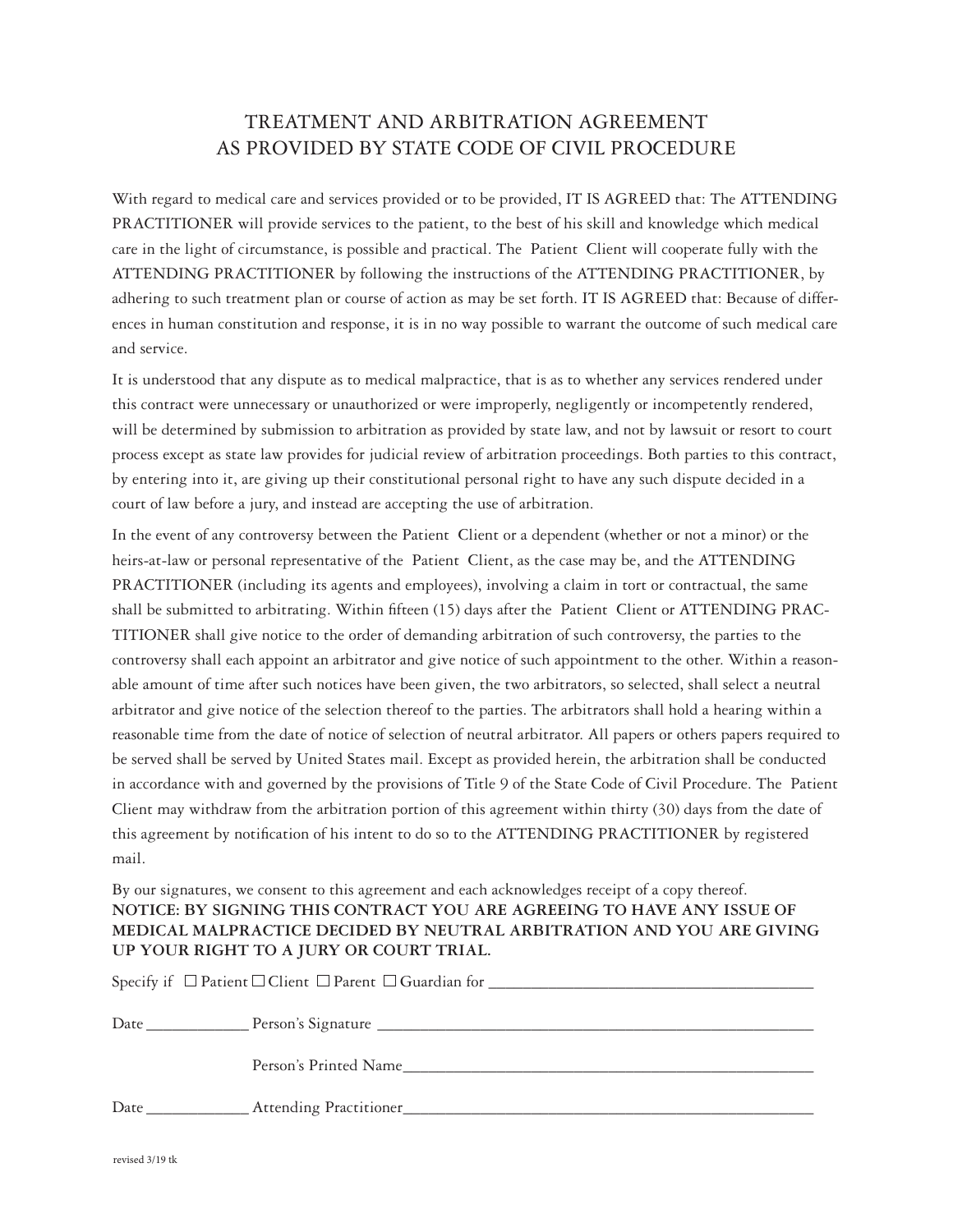# TREATMENT AND ARBITRATION AGREEMENT
# AS PROVIDED BY STATE CODE OF CIVIL PROCEDURE

With regard to medical care and services provided or to be provided, IT IS AGREED that: The ATTENDING PRACTITIONER will provide services to the patient, to the best of his skill and knowledge which medical care in the light of circumstance, is possible and practical. The Patient Client will cooperate fully with the ATTENDING PRACTITIONER by following the instructions of the ATTENDING PRACTITIONER, by adhering to such treatment plan or course of action as may be set forth. IT IS AGREED that: Because of differences in human constitution and response, it is in no way possible to warrant the outcome of such medical care and service.

It is understood that any dispute as to medical malpractice, that is as to whether any services rendered under this contract were unnecessary or unauthorized or were improperly, negligently or incompetently rendered, will be determined by submission to arbitration as provided by state law, and not by lawsuit or resort to court process except as state law provides for judicial review of arbitration proceedings. Both parties to this contract, by entering into it, are giving up their constitutional personal right to have any such dispute decided in a court of law before a jury, and instead are accepting the use of arbitration.

In the event of any controversy between the Patient Client or a dependent (whether or not a minor) or the heirs-at-law or personal representative of the Patient Client, as the case may be, and the ATTENDING PRACTITIONER (including its agents and employees), involving a claim in tort or contractual, the same shall be submitted to arbitrating. Within fifteen (15) days after the Patient Client or ATTENDING PRACTITIONER shall give notice to the order of demanding arbitration of such controversy, the parties to the controversy shall each appoint an arbitrator and give notice of such appointment to the other. Within a reasonable amount of time after such notices have been given, the two arbitrators, so selected, shall select a neutral arbitrator and give notice of the selection thereof to the parties. The arbitrators shall hold a hearing within a reasonable time from the date of notice of selection of neutral arbitrator. All papers or others papers required to be served shall be served by United States mail. Except as provided herein, the arbitration shall be conducted in accordance with and governed by the provisions of Title 9 of the State Code of Civil Procedure. The Patient Client may withdraw from the arbitration portion of this agreement within thirty (30) days from the date of this agreement by notification of his intent to do so to the ATTENDING PRACTITIONER by registered mail.

By our signatures, we consent to this agreement and each acknowledges receipt of a copy thereof.
**NOTICE: BY SIGNING THIS CONTRACT YOU ARE AGREEING TO HAVE ANY ISSUE OF MEDICAL MALPRACTICE DECIDED BY NEUTRAL ARBITRATION AND YOU ARE GIVING UP YOUR RIGHT TO A JURY OR COURT TRIAL.**

Specify if ☐ Patient ☐ Client ☐ Parent ☐ Guardian for ________________________________________

Date ____________ Person's Signature ________________________________________________________

Person's Printed Name________________________________________________

Date ____________ Attending Practitioner________________________________________________

revised 3/19 tk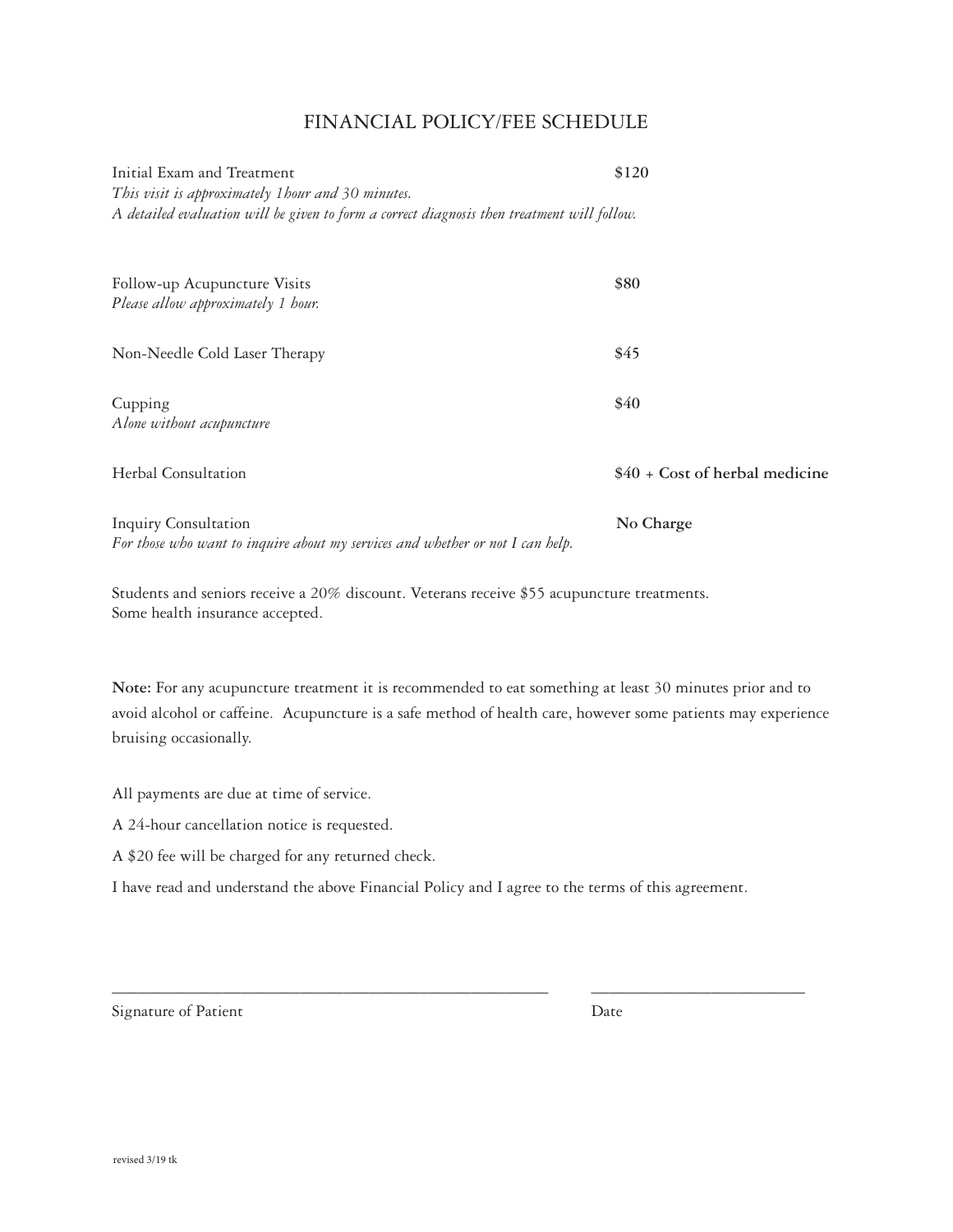# FINANCIAL POLICY/FEE SCHEDULE

Initial Exam and Treatment **$120**
*This visit is approximately 1hour and 30 minutes.*
*A detailed evaluation will be given to form a correct diagnosis then treatment will follow.*

Follow-up Acupuncture Visits **$80**
*Please allow approximately 1 hour.*

Non-Needle Cold Laser Therapy $45

Cupping $40
*Alone without acupuncture*

Herbal Consultation **$40 + Cost of herbal medicine**

Inquiry Consultation **No Charge**
*For those who want to inquire about my services and whether or not I can help.*

Students and seniors receive a 20% discount. Veterans receive $55 acupuncture treatments.
Some health insurance accepted.

**Note:** For any acupuncture treatment it is recommended to eat something at least 30 minutes prior and to avoid alcohol or caffeine. Acupuncture is a safe method of health care, however some patients may experience bruising occasionally.

All payments are due at time of service.

A 24-hour cancellation notice is requested.

A $20 fee will be charged for any returned check.

I have read and understand the above Financial Policy and I agree to the terms of this agreement.

\_\_\_\_\_\_\_\_\_\_\_\_\_\_\_\_\_\_\_\_\_\_\_\_\_\_\_\_\_\_\_\_\_\_\_\_\_\_\_\_ \_\_\_\_\_\_\_\_\_\_\_\_\_\_\_\_\_\_\_\_\_\_\_\_

Signature of Patient Date

revised 3/19 tk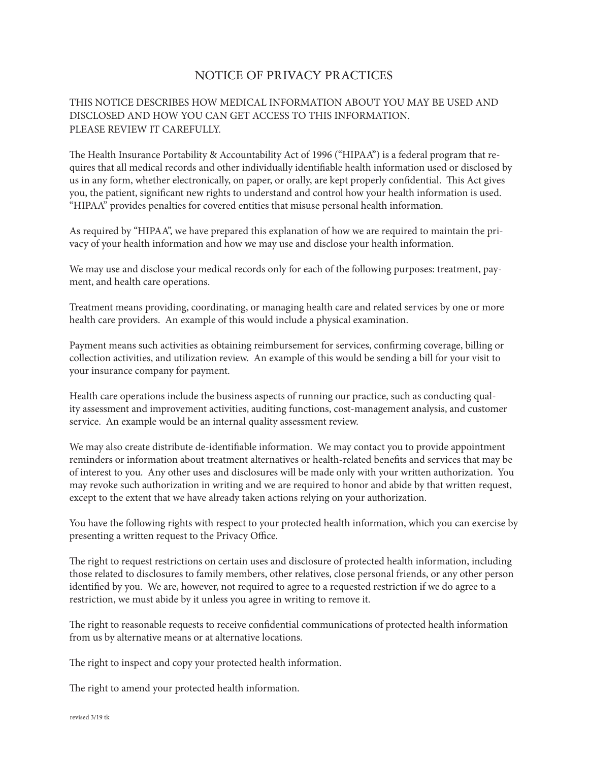# NOTICE OF PRIVACY PRACTICES

THIS NOTICE DESCRIBES HOW MEDICAL INFORMATION ABOUT YOU MAY BE USED AND DISCLOSED AND HOW YOU CAN GET ACCESS TO THIS INFORMATION.
PLEASE REVIEW IT CAREFULLY.

The Health Insurance Portability & Accountability Act of 1996 ("HIPAA") is a federal program that requires that all medical records and other individually identifiable health information used or disclosed by us in any form, whether electronically, on paper, or orally, are kept properly confidential. This Act gives you, the patient, significant new rights to understand and control how your health information is used. "HIPAA" provides penalties for covered entities that misuse personal health information.

As required by "HIPAA", we have prepared this explanation of how we are required to maintain the privacy of your health information and how we may use and disclose your health information.

We may use and disclose your medical records only for each of the following purposes: treatment, payment, and health care operations.

Treatment means providing, coordinating, or managing health care and related services by one or more health care providers. An example of this would include a physical examination.

Payment means such activities as obtaining reimbursement for services, confirming coverage, billing or collection activities, and utilization review. An example of this would be sending a bill for your visit to your insurance company for payment.

Health care operations include the business aspects of running our practice, such as conducting quality assessment and improvement activities, auditing functions, cost-management analysis, and customer service. An example would be an internal quality assessment review.

We may also create distribute de-identifiable information. We may contact you to provide appointment reminders or information about treatment alternatives or health-related benefits and services that may be of interest to you. Any other uses and disclosures will be made only with your written authorization. You may revoke such authorization in writing and we are required to honor and abide by that written request, except to the extent that we have already taken actions relying on your authorization.

You have the following rights with respect to your protected health information, which you can exercise by presenting a written request to the Privacy Office.

The right to request restrictions on certain uses and disclosure of protected health information, including those related to disclosures to family members, other relatives, close personal friends, or any other person identified by you. We are, however, not required to agree to a requested restriction if we do agree to a restriction, we must abide by it unless you agree in writing to remove it.

The right to reasonable requests to receive confidential communications of protected health information from us by alternative means or at alternative locations.

The right to inspect and copy your protected health information.

The right to amend your protected health information.

revised 3/19 tk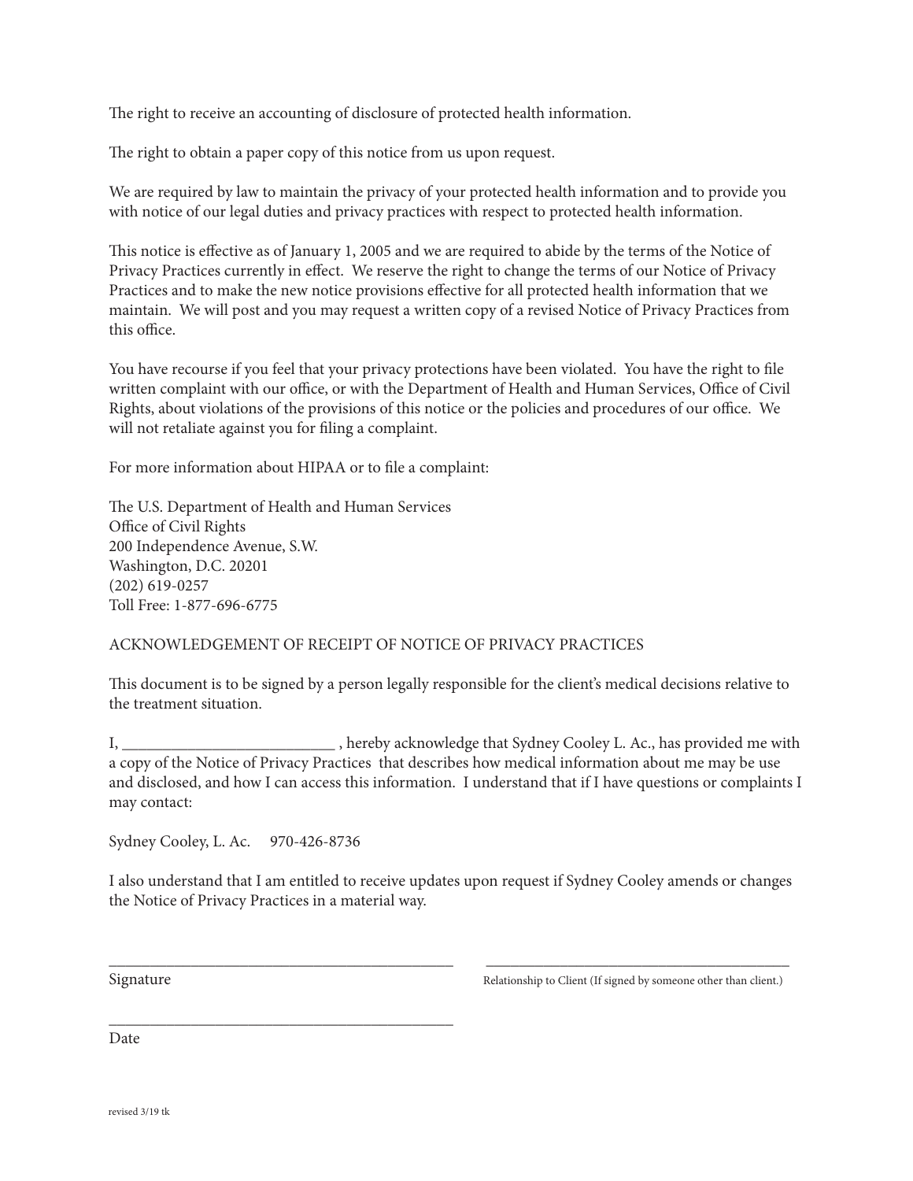The right to receive an accounting of disclosure of protected health information.

The right to obtain a paper copy of this notice from us upon request.

We are required by law to maintain the privacy of your protected health information and to provide you with notice of our legal duties and privacy practices with respect to protected health information.

This notice is effective as of January 1, 2005 and we are required to abide by the terms of the Notice of Privacy Practices currently in effect. We reserve the right to change the terms of our Notice of Privacy Practices and to make the new notice provisions effective for all protected health information that we maintain. We will post and you may request a written copy of a revised Notice of Privacy Practices from this office.

You have recourse if you feel that your privacy protections have been violated. You have the right to file written complaint with our office, or with the Department of Health and Human Services, Office of Civil Rights, about violations of the provisions of this notice or the policies and procedures of our office. We will not retaliate against you for filing a complaint.

For more information about HIPAA or to file a complaint:

The U.S. Department of Health and Human Services
Office of Civil Rights
200 Independence Avenue, S.W.
Washington, D.C. 20201
(202) 619-0257
Toll Free: 1-877-696-6775

ACKNOWLEDGEMENT OF RECEIPT OF NOTICE OF PRIVACY PRACTICES

This document is to be signed by a person legally responsible for the client's medical decisions relative to the treatment situation.

I, __________________________ , hereby acknowledge that Sydney Cooley L. Ac., has provided me with a copy of the Notice of Privacy Practices that describes how medical information about me may be use and disclosed, and how I can access this information. I understand that if I have questions or complaints I may contact:

Sydney Cooley, L. Ac.     970-426-8736

I also understand that I am entitled to receive updates upon request if Sydney Cooley amends or changes the Notice of Privacy Practices in a material way.

_____________________________________________     _________________________________________

Signature     Relationship to Client (If signed by someone other than client.)

_____________________________________________

Date

revised 3/19 tk